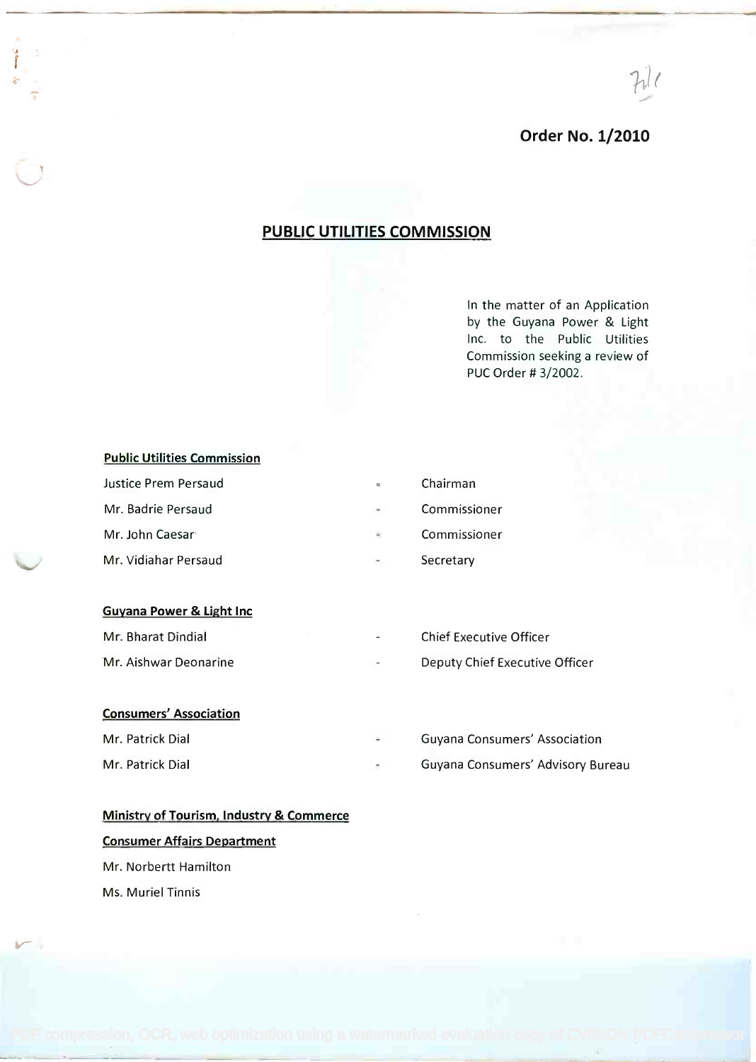**Order No. 1/2010**

# PUBLIC UTILITIES COMMISSION

In the matter of an Application by the Guyana Power & Light Inc. to the Public Utilities Commission seeking a review of PUC Order # 3/2002.

**Public Utilities Commission**

| | | |
|---|---|---|
| Justice Prem Persaud | - | Chairman |
| Mr. Badrie Persaud | - | Commissioner |
| Mr. John Caesar | - | Commissioner |
| Mr. Vidiahar Persaud | - | Secretary |

**Guyana Power & Light Inc**

| | | |
|---|---|---|
| Mr. Bharat Dindial | - | Chief Executive Officer |
| Mr. Aishwar Deonarine | - | Deputy Chief Executive Officer |

**Consumers' Association**

| | | |
|---|---|---|
| Mr. Patrick Dial | - | Guyana Consumers' Association |
| Mr. Patrick Dial | - | Guyana Consumers' Advisory Bureau |

**Ministry of Tourism, Industry & Commerce**

**Consumer Affairs Department**

Mr. Norbertt Hamilton

Ms. Muriel Tinnis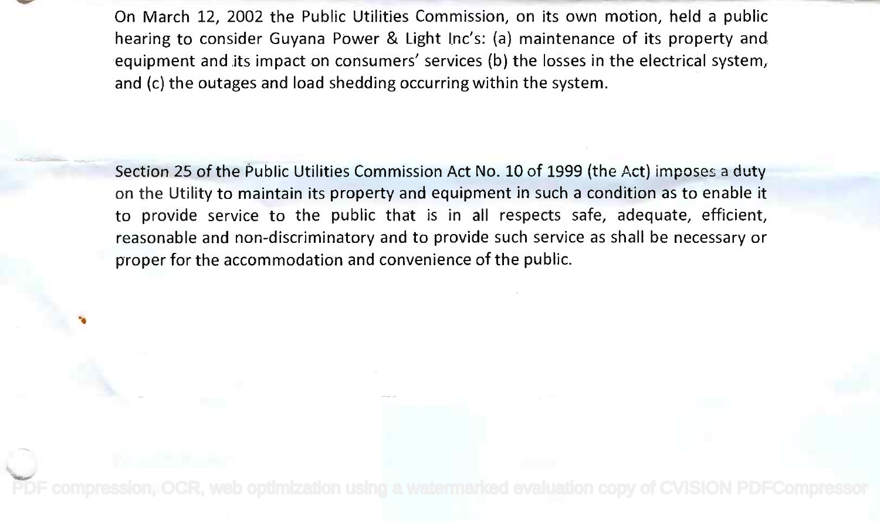On March 12, 2002 the Public Utilities Commission, on its own motion, held a public hearing to consider Guyana Power & Light Inc's: (a) maintenance of its property and equipment and its impact on consumers' services (b) the losses in the electrical system, and (c) the outages and load shedding occurring within the system.

Section 25 of the Public Utilities Commission Act No. 10 of 1999 (the Act) imposes a duty on the Utility to maintain its property and equipment in such a condition as to enable it to provide service to the public that is in all respects safe, adequate, efficient, reasonable and non-discriminatory and to provide such service as shall be necessary or proper for the accommodation and convenience of the public.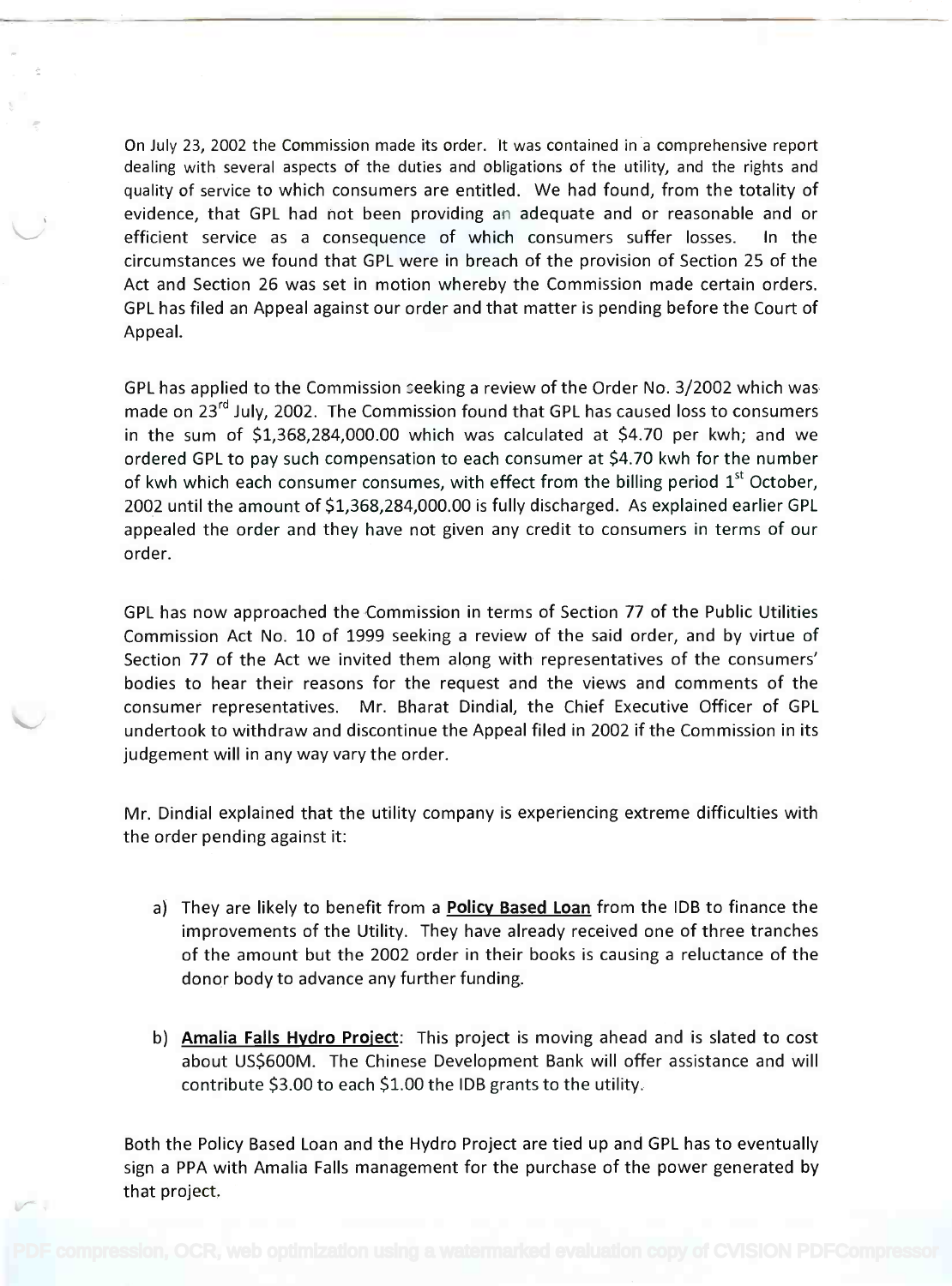On July 23, 2002 the Commission made its order. It was contained in a comprehensive report dealing with several aspects of the duties and obligations of the utility, and the rights and quality of service to which consumers are entitled. We had found, from the totality of evidence, that GPL had not been providing an adequate and or reasonable and or efficient service as a consequence of which consumers suffer losses. In the circumstances we found that GPL were in breach of the provision of Section 25 of the Act and Section 26 was set in motion whereby the Commission made certain orders. GPL has filed an Appeal against our order and that matter is pending before the Court of Appeal.

GPL has applied to the Commission seeking a review of the Order No. 3/2002 which was made on 23rd July, 2002. The Commission found that GPL has caused loss to consumers in the sum of $1,368,284,000.00 which was calculated at $4.70 per kwh; and we ordered GPL to pay such compensation to each consumer at $4.70 kwh for the number of kwh which each consumer consumes, with effect from the billing period 1st October, 2002 until the amount of $1,368,284,000.00 is fully discharged. As explained earlier GPL appealed the order and they have not given any credit to consumers in terms of our order.

GPL has now approached the Commission in terms of Section 77 of the Public Utilities Commission Act No. 10 of 1999 seeking a review of the said order, and by virtue of Section 77 of the Act we invited them along with representatives of the consumers' bodies to hear their reasons for the request and the views and comments of the consumer representatives. Mr. Bharat Dindial, the Chief Executive Officer of GPL undertook to withdraw and discontinue the Appeal filed in 2002 if the Commission in its judgement will in any way vary the order.

Mr. Dindial explained that the utility company is experiencing extreme difficulties with the order pending against it:

a) They are likely to benefit from a **Policy Based Loan** from the IDB to finance the improvements of the Utility. They have already received one of three tranches of the amount but the 2002 order in their books is causing a reluctance of the donor body to advance any further funding.

b) **Amalia Falls Hydro Project**: This project is moving ahead and is slated to cost about US$600M. The Chinese Development Bank will offer assistance and will contribute $3.00 to each $1.00 the IDB grants to the utility.

Both the Policy Based Loan and the Hydro Project are tied up and GPL has to eventually sign a PPA with Amalia Falls management for the purchase of the power generated by that project.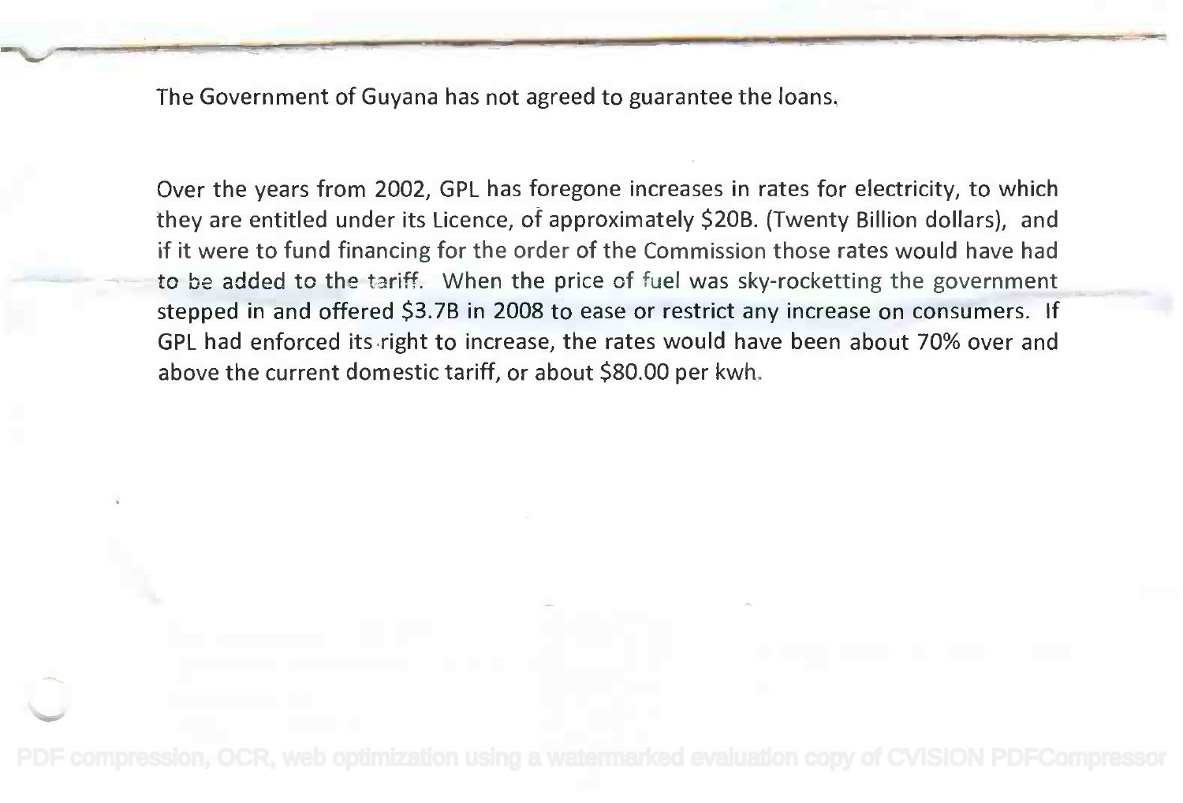The Government of Guyana has not agreed to guarantee the loans.

Over the years from 2002, GPL has foregone increases in rates for electricity, to which they are entitled under its Licence, of approximately $20B. (Twenty Billion dollars), and if it were to fund financing for the order of the Commission those rates would have had to be added to the tariff. When the price of fuel was sky-rocketting the government stepped in and offered $3.7B in 2008 to ease or restrict any increase on consumers. If GPL had enforced its right to increase, the rates would have been about 70% over and above the current domestic tariff, or about $80.00 per kwh.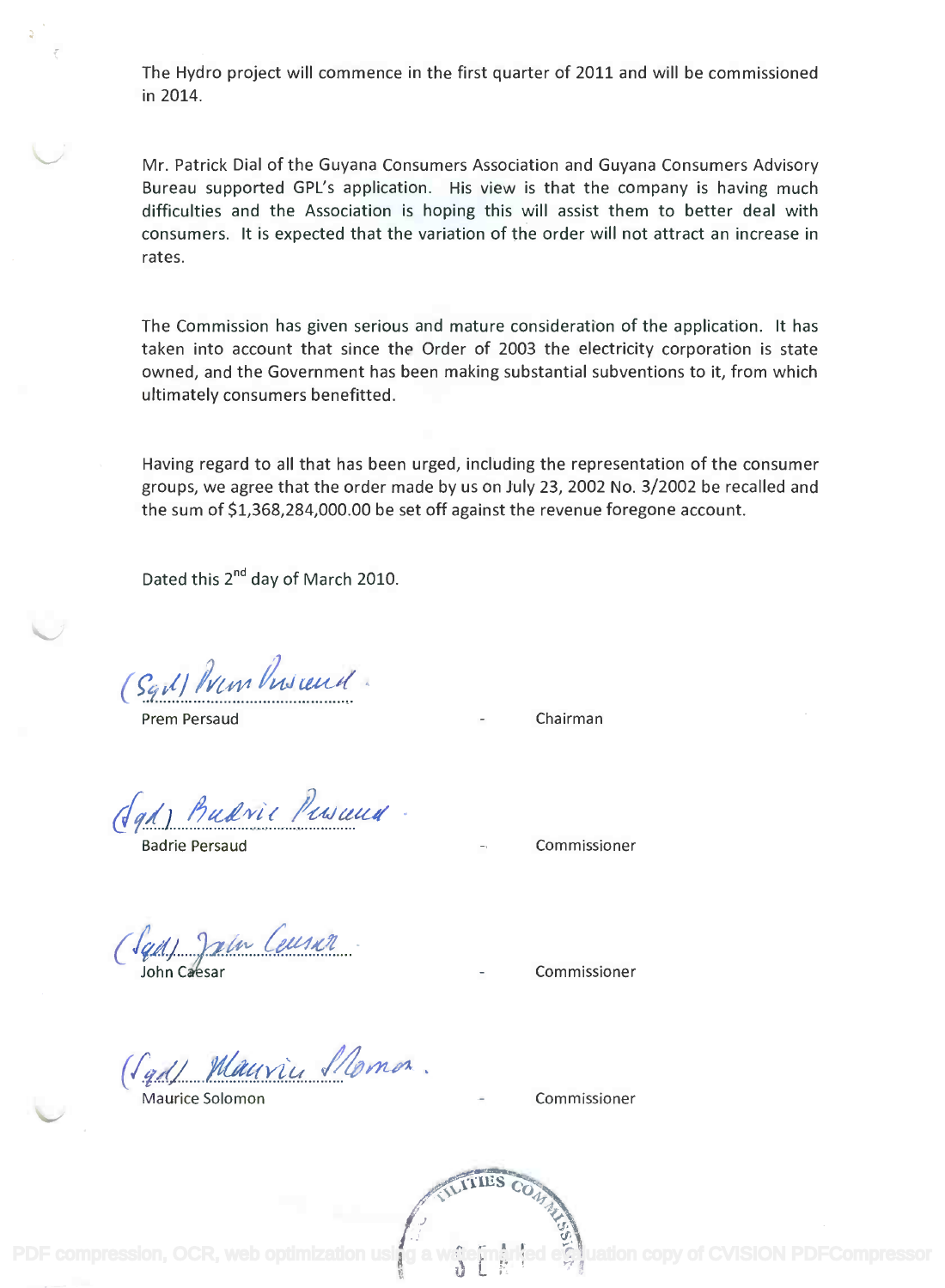The Hydro project will commence in the first quarter of 2011 and will be commissioned in 2014.

Mr. Patrick Dial of the Guyana Consumers Association and Guyana Consumers Advisory Bureau supported GPL's application. His view is that the company is having much difficulties and the Association is hoping this will assist them to better deal with consumers. It is expected that the variation of the order will not attract an increase in rates.

The Commission has given serious and mature consideration of the application. It has taken into account that since the Order of 2003 the electricity corporation is state owned, and the Government has been making substantial subventions to it, from which ultimately consumers benefitted.

Having regard to all that has been urged, including the representation of the consumer groups, we agree that the order made by us on July 23, 2002 No. 3/2002 be recalled and the sum of $1,368,284,000.00 be set off against the revenue foregone account.

Dated this 2nd day of March 2010.

(Sgd) Prem Persaud
Prem Persaud - Chairman

(Sgd) Badrie Persaud
Badrie Persaud - Commissioner

(Sgd) John Caesar
John Caesar - Commissioner

(Sgd) Maurice Solomon
Maurice Solomon - Commissioner

UTILITIES COMMISSION SEAL